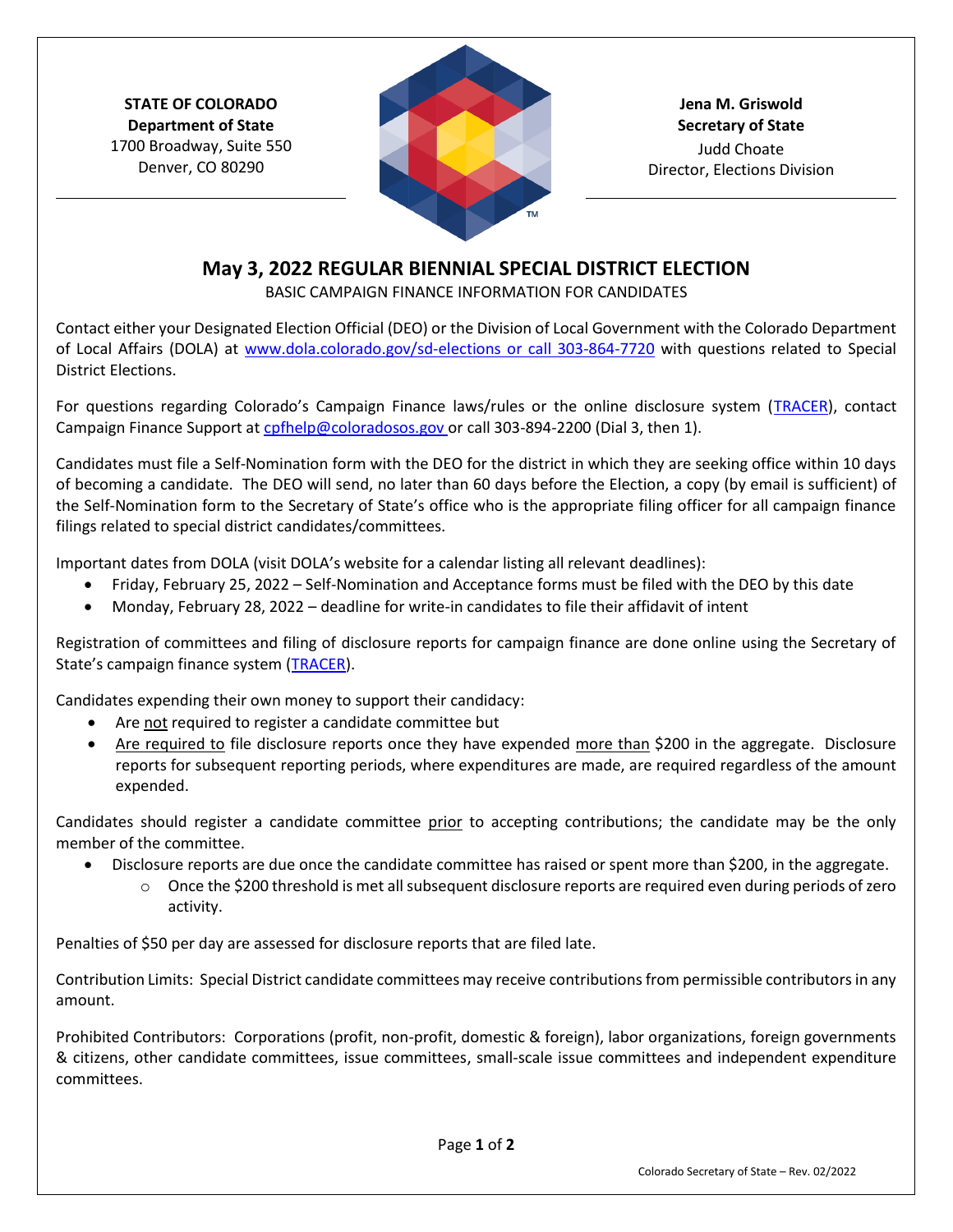**STATE OF COLORADO**
**Department of State**
1700 Broadway, Suite 550
Denver, CO 80290

**Jena M. Griswold**
**Secretary of State**
Judd Choate
Director, Elections Division

# May 3, 2022 REGULAR BIENNIAL SPECIAL DISTRICT ELECTION

BASIC CAMPAIGN FINANCE INFORMATION FOR CANDIDATES

Contact either your Designated Election Official (DEO) or the Division of Local Government with the Colorado Department of Local Affairs (DOLA) at www.dola.colorado.gov/sd-elections or call 303-864-7720 with questions related to Special District Elections.

For questions regarding Colorado's Campaign Finance laws/rules or the online disclosure system (TRACER), contact Campaign Finance Support at cpfhelp@coloradosos.gov or call 303-894-2200 (Dial 3, then 1).

Candidates must file a Self-Nomination form with the DEO for the district in which they are seeking office within 10 days of becoming a candidate. The DEO will send, no later than 60 days before the Election, a copy (by email is sufficient) of the Self-Nomination form to the Secretary of State's office who is the appropriate filing officer for all campaign finance filings related to special district candidates/committees.

Important dates from DOLA (visit DOLA's website for a calendar listing all relevant deadlines):

- Friday, February 25, 2022 – Self-Nomination and Acceptance forms must be filed with the DEO by this date
- Monday, February 28, 2022 – deadline for write-in candidates to file their affidavit of intent

Registration of committees and filing of disclosure reports for campaign finance are done online using the Secretary of State's campaign finance system (TRACER).

Candidates expending their own money to support their candidacy:

- Are not required to register a candidate committee but
- Are required to file disclosure reports once they have expended more than $200 in the aggregate. Disclosure reports for subsequent reporting periods, where expenditures are made, are required regardless of the amount expended.

Candidates should register a candidate committee prior to accepting contributions; the candidate may be the only member of the committee.

- Disclosure reports are due once the candidate committee has raised or spent more than $200, in the aggregate.
  - Once the $200 threshold is met all subsequent disclosure reports are required even during periods of zero activity.

Penalties of $50 per day are assessed for disclosure reports that are filed late.

Contribution Limits: Special District candidate committees may receive contributions from permissible contributors in any amount.

Prohibited Contributors: Corporations (profit, non-profit, domestic & foreign), labor organizations, foreign governments & citizens, other candidate committees, issue committees, small-scale issue committees and independent expenditure committees.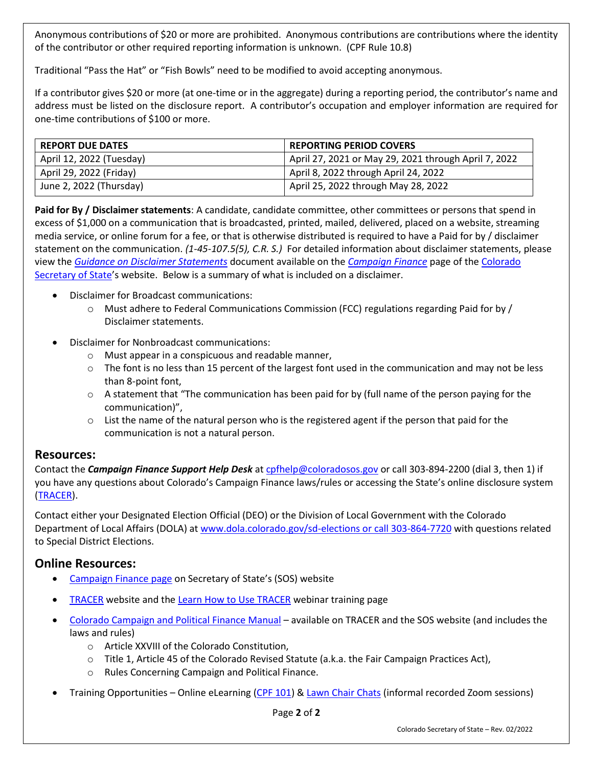Anonymous contributions of $20 or more are prohibited. Anonymous contributions are contributions where the identity of the contributor or other required reporting information is unknown. (CPF Rule 10.8)

Traditional "Pass the Hat" or "Fish Bowls" need to be modified to avoid accepting anonymous.

If a contributor gives $20 or more (at one-time or in the aggregate) during a reporting period, the contributor's name and address must be listed on the disclosure report. A contributor's occupation and employer information are required for one-time contributions of $100 or more.

| REPORT DUE DATES | REPORTING PERIOD COVERS |
|---|---|
| April 12, 2022 (Tuesday) | April 27, 2021 or May 29, 2021 through April 7, 2022 |
| April 29, 2022 (Friday) | April 8, 2022 through April 24, 2022 |
| June 2, 2022 (Thursday) | April 25, 2022 through May 28, 2022 |

**Paid for By / Disclaimer statements**: A candidate, candidate committee, other committees or persons that spend in excess of $1,000 on a communication that is broadcasted, printed, mailed, delivered, placed on a website, streaming media service, or online forum for a fee, or that is otherwise distributed is required to have a Paid for by / disclaimer statement on the communication. *(1-45-107.5(5), C.R. S.)* For detailed information about disclaimer statements, please view the *Guidance on Disclaimer Statements* document available on the *Campaign Finance* page of the Colorado Secretary of State's website. Below is a summary of what is included on a disclaimer.

- Disclaimer for Broadcast communications:
  - Must adhere to Federal Communications Commission (FCC) regulations regarding Paid for by / Disclaimer statements.
- Disclaimer for Nonbroadcast communications:
  - Must appear in a conspicuous and readable manner,
  - The font is no less than 15 percent of the largest font used in the communication and may not be less than 8-point font,
  - A statement that "The communication has been paid for by (full name of the person paying for the communication)",
  - List the name of the natural person who is the registered agent if the person that paid for the communication is not a natural person.

## Resources:

Contact the ***Campaign Finance Support Help Desk*** at cpfhelp@coloradosos.gov or call 303-894-2200 (dial 3, then 1) if you have any questions about Colorado's Campaign Finance laws/rules or accessing the State's online disclosure system (TRACER).

Contact either your Designated Election Official (DEO) or the Division of Local Government with the Colorado Department of Local Affairs (DOLA) at www.dola.colorado.gov/sd-elections or call 303-864-7720 with questions related to Special District Elections.

## Online Resources:

- Campaign Finance page on Secretary of State's (SOS) website
- TRACER website and the Learn How to Use TRACER webinar training page
- Colorado Campaign and Political Finance Manual – available on TRACER and the SOS website (and includes the laws and rules)
  - Article XXVIII of the Colorado Constitution,
  - Title 1, Article 45 of the Colorado Revised Statute (a.k.a. the Fair Campaign Practices Act),
  - Rules Concerning Campaign and Political Finance.
- Training Opportunities – Online eLearning (CPF 101) & Lawn Chair Chats (informal recorded Zoom sessions)

Colorado Secretary of State – Rev. 02/2022